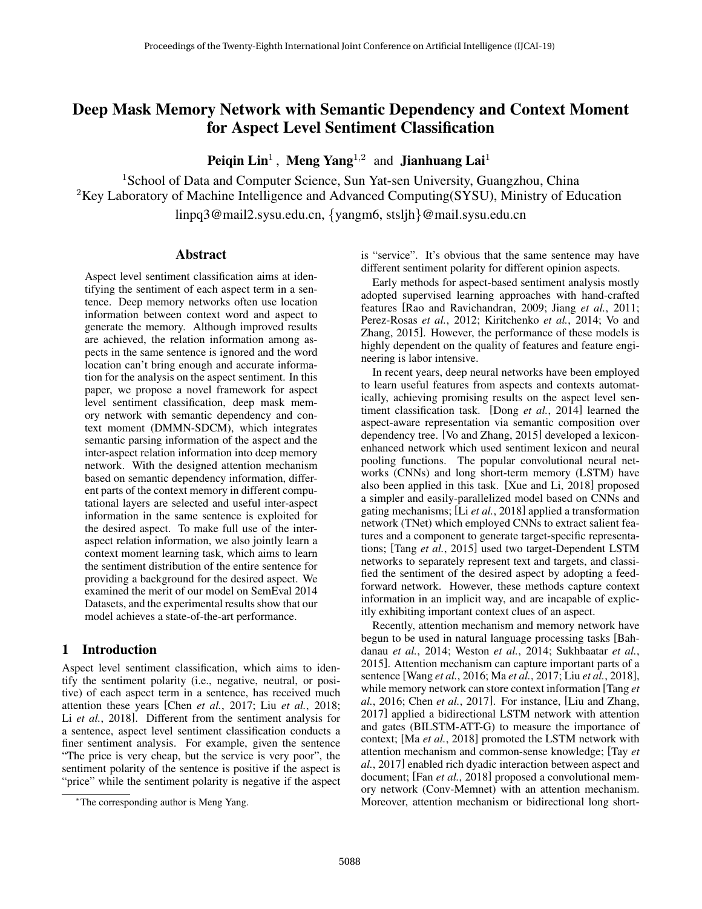# Deep Mask Memory Network with Semantic Dependency and Context Moment for Aspect Level Sentiment Classification

**Peiqin Lin**[1], **Meng Yang**[1,2] and **Jianhuang Lai**[1]

[1]School of Data and Computer Science, Sun Yat-sen University, Guangzhou, China
[2]Key Laboratory of Machine Intelligence and Advanced Computing(SYSU), Ministry of Education
linpq3@mail2.sysu.edu.cn, {yangm6, stsljh}@mail.sysu.edu.cn

## Abstract

Aspect level sentiment classification aims at identifying the sentiment of each aspect term in a sentence. Deep memory networks often use location information between context word and aspect to generate the memory. Although improved results are achieved, the relation information among aspects in the same sentence is ignored and the word location can't bring enough and accurate information for the analysis on the aspect sentiment. In this paper, we propose a novel framework for aspect level sentiment classification, deep mask memory network with semantic dependency and context moment (DMMN-SDCM), which integrates semantic parsing information of the aspect and the inter-aspect relation information into deep memory network. With the designed attention mechanism based on semantic dependency information, different parts of the context memory in different computational layers are selected and useful inter-aspect information in the same sentence is exploited for the desired aspect. To make full use of the inter-aspect relation information, we also jointly learn a context moment learning task, which aims to learn the sentiment distribution of the entire sentence for providing a background for the desired aspect. We examined the merit of our model on SemEval 2014 Datasets, and the experimental results show that our model achieves a state-of-the-art performance.

## 1 Introduction

Aspect level sentiment classification, which aims to identify the sentiment polarity (i.e., negative, neutral, or positive) of each aspect term in a sentence, has received much attention these years [Chen *et al.*, 2017; Liu *et al.*, 2018; Li *et al.*, 2018]. Different from the sentiment analysis for a sentence, aspect level sentiment classification conducts a finer sentiment analysis. For example, given the sentence "The price is very cheap, but the service is very poor", the sentiment polarity of the sentence is positive if the aspect is "price" while the sentiment polarity is negative if the aspect is "service". It's obvious that the same sentence may have different sentiment polarity for different opinion aspects.

Early methods for aspect-based sentiment analysis mostly adopted supervised learning approaches with hand-crafted features [Rao and Ravichandran, 2009; Jiang *et al.*, 2011; Perez-Rosas *et al.*, 2012; Kiritchenko *et al.*, 2014; Vo and Zhang, 2015]. However, the performance of these models is highly dependent on the quality of features and feature engineering is labor intensive.

In recent years, deep neural networks have been employed to learn useful features from aspects and contexts automatically, achieving promising results on the aspect level sentiment classification task. [Dong *et al.*, 2014] learned the aspect-aware representation via semantic composition over dependency tree. [Vo and Zhang, 2015] developed a lexicon-enhanced network which used sentiment lexicon and neural pooling functions. The popular convolutional neural networks (CNNs) and long short-term memory (LSTM) have also been applied in this task. [Xue and Li, 2018] proposed a simpler and easily-parallelized model based on CNNs and gating mechanisms; [Li *et al.*, 2018] applied a transformation network (TNet) which employed CNNs to extract salient features and a component to generate target-specific representations; [Tang *et al.*, 2015] used two target-Dependent LSTM networks to separately represent text and targets, and classified the sentiment of the desired aspect by adopting a feed-forward network. However, these methods capture context information in an implicit way, and are incapable of explicitly exhibiting important context clues of an aspect.

Recently, attention mechanism and memory network have begun to be used in natural language processing tasks [Bahdanau *et al.*, 2014; Weston *et al.*, 2014; Sukhbaatar *et al.*, 2015]. Attention mechanism can capture important parts of a sentence [Wang *et al.*, 2016; Ma *et al.*, 2017; Liu *et al.*, 2018], while memory network can store context information [Tang *et al.*, 2016; Chen *et al.*, 2017]. For instance, [Liu and Zhang, 2017] applied a bidirectional LSTM network with attention and gates (BILSTM-ATT-G) to measure the importance of context; [Ma *et al.*, 2018] promoted the LSTM network with attention mechanism and common-sense knowledge; [Tay *et al.*, 2017] enabled rich dyadic interaction between aspect and document; [Fan *et al.*, 2018] proposed a convolutional memory network (Conv-Memnet) with an attention mechanism. Moreover, attention mechanism or bidirectional long short-

*The corresponding author is Meng Yang.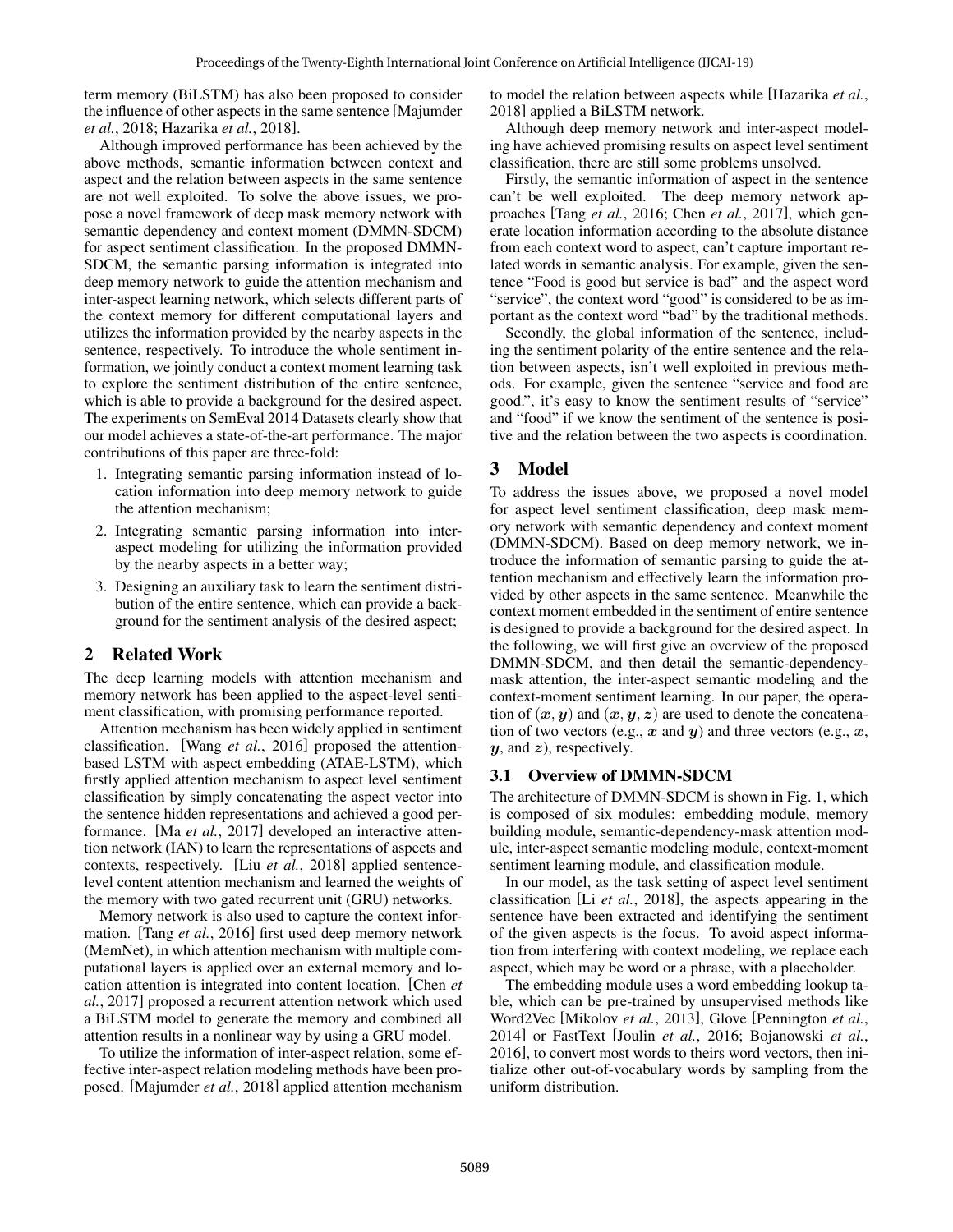term memory (BiLSTM) has also been proposed to consider the influence of other aspects in the same sentence [Majumder *et al.*, 2018; Hazarika *et al.*, 2018].

Although improved performance has been achieved by the above methods, semantic information between context and aspect and the relation between aspects in the same sentence are not well exploited. To solve the above issues, we propose a novel framework of deep mask memory network with semantic dependency and context moment (DMMN-SDCM) for aspect sentiment classification. In the proposed DMMN-SDCM, the semantic parsing information is integrated into deep memory network to guide the attention mechanism and inter-aspect learning network, which selects different parts of the context memory for different computational layers and utilizes the information provided by the nearby aspects in the sentence, respectively. To introduce the whole sentiment information, we jointly conduct a context moment learning task to explore the sentiment distribution of the entire sentence, which is able to provide a background for the desired aspect. The experiments on SemEval 2014 Datasets clearly show that our model achieves a state-of-the-art performance. The major contributions of this paper are three-fold:

1. Integrating semantic parsing information instead of location information into deep memory network to guide the attention mechanism;
2. Integrating semantic parsing information into inter-aspect modeling for utilizing the information provided by the nearby aspects in a better way;
3. Designing an auxiliary task to learn the sentiment distribution of the entire sentence, which can provide a background for the sentiment analysis of the desired aspect;

## 2 Related Work

The deep learning models with attention mechanism and memory network has been applied to the aspect-level sentiment classification, with promising performance reported.

Attention mechanism has been widely applied in sentiment classification. [Wang *et al.*, 2016] proposed the attention-based LSTM with aspect embedding (ATAE-LSTM), which firstly applied attention mechanism to aspect level sentiment classification by simply concatenating the aspect vector into the sentence hidden representations and achieved a good performance. [Ma *et al.*, 2017] developed an interactive attention network (IAN) to learn the representations of aspects and contexts, respectively. [Liu *et al.*, 2018] applied sentence-level content attention mechanism and learned the weights of the memory with two gated recurrent unit (GRU) networks.

Memory network is also used to capture the context information. [Tang *et al.*, 2016] first used deep memory network (MemNet), in which attention mechanism with multiple computational layers is applied over an external memory and location attention is integrated into content location. [Chen *et al.*, 2017] proposed a recurrent attention network which used a BiLSTM model to generate the memory and combined all attention results in a nonlinear way by using a GRU model.

To utilize the information of inter-aspect relation, some effective inter-aspect relation modeling methods have been proposed. [Majumder *et al.*, 2018] applied attention mechanism to model the relation between aspects while [Hazarika *et al.*, 2018] applied a BiLSTM network.

Although deep memory network and inter-aspect modeling have achieved promising results on aspect level sentiment classification, there are still some problems unsolved.

Firstly, the semantic information of aspect in the sentence can't be well exploited. The deep memory network approaches [Tang *et al.*, 2016; Chen *et al.*, 2017], which generate location information according to the absolute distance from each context word to aspect, can't capture important related words in semantic analysis. For example, given the sentence "Food is good but service is bad" and the aspect word "service", the context word "good" is considered to be as important as the context word "bad" by the traditional methods.

Secondly, the global information of the sentence, including the sentiment polarity of the entire sentence and the relation between aspects, isn't well exploited in previous methods. For example, given the sentence "service and food are good.", it's easy to know the sentiment results of "service" and "food" if we know the sentiment of the sentence is positive and the relation between the two aspects is coordination.

## 3 Model

To address the issues above, we proposed a novel model for aspect level sentiment classification, deep mask memory network with semantic dependency and context moment (DMMN-SDCM). Based on deep memory network, we introduce the information of semantic parsing to guide the attention mechanism and effectively learn the information provided by other aspects in the same sentence. Meanwhile the context moment embedded in the sentiment of entire sentence is designed to provide a background for the desired aspect. In the following, we will first give an overview of the proposed DMMN-SDCM, and then detail the semantic-dependency-mask attention, the inter-aspect semantic modeling and the context-moment sentiment learning. In our paper, the operation of $(\boldsymbol{x}, \boldsymbol{y})$ and $(\boldsymbol{x}, \boldsymbol{y}, \boldsymbol{z})$ are used to denote the concatenation of two vectors (e.g., $\boldsymbol{x}$ and $\boldsymbol{y}$) and three vectors (e.g., $\boldsymbol{x}$, $\boldsymbol{y}$, and $\boldsymbol{z}$), respectively.

### 3.1 Overview of DMMN-SDCM

The architecture of DMMN-SDCM is shown in Fig. 1, which is composed of six modules: embedding module, memory building module, semantic-dependency-mask attention module, inter-aspect semantic modeling module, context-moment sentiment learning module, and classification module.

In our model, as the task setting of aspect level sentiment classification [Li *et al.*, 2018], the aspects appearing in the sentence have been extracted and identifying the sentiment of the given aspects is the focus. To avoid aspect information from interfering with context modeling, we replace each aspect, which may be word or a phrase, with a placeholder.

The embedding module uses a word embedding lookup table, which can be pre-trained by unsupervised methods like Word2Vec [Mikolov *et al.*, 2013], Glove [Pennington *et al.*, 2014] or FastText [Joulin *et al.*, 2016; Bojanowski *et al.*, 2016], to convert most words to theirs word vectors, then initialize other out-of-vocabulary words by sampling from the uniform distribution.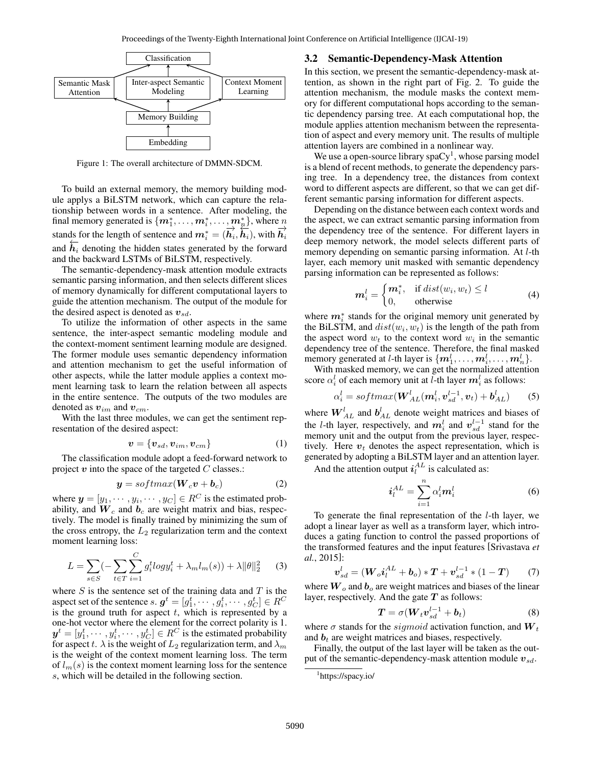Figure 1: The overall architecture of DMMN-SDCM.

To build an external memory, the memory building module applys a BiLSTM network, which can capture the relationship between words in a sentence. After modeling, the final memory generated is $\{\boldsymbol{m}_1^*, \ldots, \boldsymbol{m}_i^*, \ldots, \boldsymbol{m}_n^*\}$, where $n$ stands for the length of sentence and $\boldsymbol{m}_i^* = (\overrightarrow{\boldsymbol{h}_i}, \overleftarrow{\boldsymbol{h}_i})$, with $\overrightarrow{\boldsymbol{h}_i}$ and $\overleftarrow{\boldsymbol{h}_i}$ denoting the hidden states generated by the forward and the backward LSTMs of BiLSTM, respectively.

The semantic-dependency-mask attention module extracts semantic parsing information, and then selects different slices of memory dynamically for different computational layers to guide the attention mechanism. The output of the module for the desired aspect is denoted as $\boldsymbol{v}_{sd}$.

To utilize the information of other aspects in the same sentence, the inter-aspect semantic modeling module and the context-moment sentiment learning module are designed. The former module uses semantic dependency information and attention mechanism to get the useful information of other aspects, while the latter module applies a context moment learning task to learn the relation between all aspects in the entire sentence. The outputs of the two modules are denoted as $\boldsymbol{v}_{im}$ and $\boldsymbol{v}_{cm}$.

With the last three modules, we can get the sentiment representation of the desired aspect:

$$\boldsymbol{v} = \{\boldsymbol{v}_{sd}, \boldsymbol{v}_{im}, \boldsymbol{v}_{cm}\} \tag{1}$$

The classification module adopt a feed-forward network to project $\boldsymbol{v}$ into the space of the targeted $C$ classes.:

$$\boldsymbol{y} = softmax(\boldsymbol{W}_c \boldsymbol{v} + \boldsymbol{b}_c) \tag{2}$$

where $\boldsymbol{y} = [y_1, \cdots, y_i, \cdots, y_C] \in R^C$ is the estimated probability, and $\boldsymbol{W}_c$ and $\boldsymbol{b}_c$ are weight matrix and bias, respectively. The model is finally trained by minimizing the sum of the cross entropy, the $L_2$ regularization term and the context moment learning loss:

$$L = \sum_{s \in S} \left(-\sum_{t \in T} \sum_{i=1}^{C} g_i^t log y_i^t + \lambda_m l_m(s)\right) + \lambda \|\theta\|_2^2 \tag{3}$$

where $S$ is the sentence set of the training data and $T$ is the aspect set of the sentence $s$. $\boldsymbol{g}^t = [g_1^t, \cdots, g_i^t, \cdots, g_C^t] \in R^C$ is the ground truth for aspect $t$, which is represented by a one-hot vector where the element for the correct polarity is 1. $\boldsymbol{y}^t = [y_1^t, \cdots, y_i^t, \cdots, y_C^t] \in R^C$ is the estimated probability for aspect $t$. $\lambda$ is the weight of $L_2$ regularization term, and $\lambda_m$ is the weight of the context moment learning loss. The term of $l_m(s)$ is the context moment learning loss for the sentence $s$, which will be detailed in the following section.

### 3.2 Semantic-Dependency-Mask Attention

In this section, we present the semantic-dependency-mask attention, as shown in the right part of Fig. 2. To guide the attention mechanism, the module masks the context memory for different computational hops according to the semantic dependency parsing tree. At each computational hop, the module applies attention mechanism between the representation of aspect and every memory unit. The results of multiple attention layers are combined in a nonlinear way.

We use a open-source library spaCy[1], whose parsing model is a blend of recent methods, to generate the dependency parsing tree. In a dependency tree, the distances from context word to different aspects are different, so that we can get different semantic parsing information for different aspects.

Depending on the distance between each context words and the aspect, we can extract semantic parsing information from the dependency tree of the sentence. For different layers in deep memory network, the model selects different parts of memory depending on semantic parsing information. At $l$-th layer, each memory unit masked with semantic dependency parsing information can be represented as follows:

$$\boldsymbol{m}_i^l = \begin{cases} \boldsymbol{m}_i^*, & \text{if } dist(w_i, w_t) \leq l \\ 0, & \text{otherwise} \end{cases} \tag{4}$$

where $\boldsymbol{m}_i^*$ stands for the original memory unit generated by the BiLSTM, and $dist(w_i, w_t)$ is the length of the path from the aspect word $w_t$ to the context word $w_i$ in the semantic dependency tree of the sentence. Therefore, the final masked memory generated at $l$-th layer is $\{\boldsymbol{m}_1^l, \ldots, \boldsymbol{m}_i^l, \ldots, \boldsymbol{m}_n^l\}$.

With masked memory, we can get the normalized attention score $\alpha_i^l$ of each memory unit at $l$-th layer $\boldsymbol{m}_i^l$ as follows:

$$\alpha_i^l = softmax(\boldsymbol{W}_{AL}^l(\boldsymbol{m}_i^l, \boldsymbol{v}_{sd}^{l-1}, \boldsymbol{v}_t) + \boldsymbol{b}_{AL}^l) \tag{5}$$

where $\boldsymbol{W}_{AL}^l$ and $\boldsymbol{b}_{AL}^l$ denote weight matrices and biases of the $l$-th layer, respectively, and $\boldsymbol{m}_i^l$ and $\boldsymbol{v}_{sd}^{l-1}$ stand for the memory unit and the output from the previous layer, respectively. Here $\boldsymbol{v}_t$ denotes the aspect representation, which is generated by adopting a BiLSTM layer and an attention layer.

And the attention output $\boldsymbol{i}_l^{AL}$ is calculated as:

$$\boldsymbol{i}_l^{AL} = \sum_{i=1}^{n} \alpha_i^l \boldsymbol{m}_i^l \tag{6}$$

To generate the final representation of the $l$-th layer, we adopt a linear layer as well as a transform layer, which introduces a gating function to control the passed proportions of the transformed features and the input features [Srivastava *et al.*, 2015]:

$$\boldsymbol{v}_{sd}^l = (\boldsymbol{W}_o \boldsymbol{i}_l^{AL} + \boldsymbol{b}_o) * \boldsymbol{T} + \boldsymbol{v}_{sd}^{l-1} * (1 - \boldsymbol{T}) \tag{7}$$

where $\boldsymbol{W}_o$ and $\boldsymbol{b}_o$ are weight matrices and biases of the linear layer, respectively. And the gate $\boldsymbol{T}$ as follows:

$$\boldsymbol{T} = \sigma(\boldsymbol{W}_t \boldsymbol{v}_{sd}^{l-1} + \boldsymbol{b}_t) \tag{8}$$

where $\sigma$ stands for the $sigmoid$ activation function, and $\boldsymbol{W}_t$ and $\boldsymbol{b}_t$ are weight matrices and biases, respectively.

Finally, the output of the last layer will be taken as the output of the semantic-dependency-mask attention module $\boldsymbol{v}_{sd}$.

[1] https://spacy.io/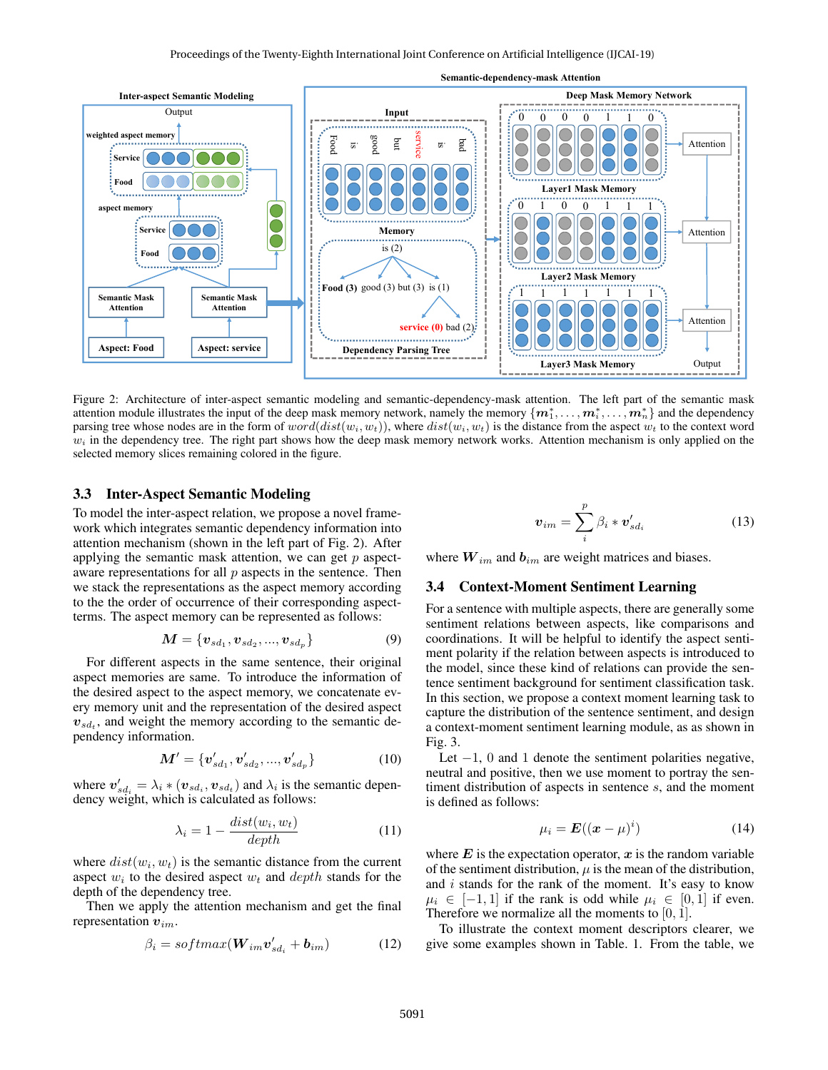Inter-aspect Semantic Modeling

Output

weighted aspect memory

Service

Food

aspect memory

Service

Food

Semantic Mask Attention

Semantic Mask Attention

Aspect: Food

Aspect: service

Semantic-dependency-mask Attention

Input

Food is good but service is bad

Memory

is (2)

Food (3) good (3) but (3) is (1)

service (0) bad (2)

Dependency Parsing Tree

Deep Mask Memory Network

0 0 0 0 1 1 0

Layer1 Mask Memory

0 1 0 0 1 1 1

Layer2 Mask Memory

1 1 1 1 1 1 1

Layer3 Mask Memory

Attention

Attention

Attention

Output

Figure 2: Architecture of inter-aspect semantic modeling and semantic-dependency-mask attention. The left part of the semantic mask attention module illustrates the input of the deep mask memory network, namely the memory $\{\boldsymbol{m}_1^*, \ldots, \boldsymbol{m}_i^*, \ldots, \boldsymbol{m}_n^*\}$ and the dependency parsing tree whose nodes are in the form of $word(dist(w_i, w_t))$, where $dist(w_i, w_t)$ is the distance from the aspect $w_t$ to the context word $w_i$ in the dependency tree. The right part shows how the deep mask memory network works. Attention mechanism is only applied on the selected memory slices remaining colored in the figure.

### 3.3 Inter-Aspect Semantic Modeling

To model the inter-aspect relation, we propose a novel framework which integrates semantic dependency information into attention mechanism (shown in the left part of Fig. 2). After applying the semantic mask attention, we can get $p$ aspect-aware representations for all $p$ aspects in the sentence. Then we stack the representations as the aspect memory according to the the order of occurrence of their corresponding aspect-terms. The aspect memory can be represented as follows:

$$\boldsymbol{M} = \{\boldsymbol{v}_{sd_1}, \boldsymbol{v}_{sd_2}, ..., \boldsymbol{v}_{sd_p}\} \tag{9}$$

For different aspects in the same sentence, their original aspect memories are same. To introduce the information of the desired aspect to the aspect memory, we concatenate every memory unit and the representation of the desired aspect $\boldsymbol{v}_{sd_t}$, and weight the memory according to the semantic dependency information.

$$\boldsymbol{M}' = \{\boldsymbol{v}'_{sd_1}, \boldsymbol{v}'_{sd_2}, ..., \boldsymbol{v}'_{sd_p}\} \tag{10}$$

where $\boldsymbol{v}'_{sd_i} = \lambda_i * (\boldsymbol{v}_{sd_i}, \boldsymbol{v}_{sd_t})$ and $\lambda_i$ is the semantic dependency weight, which is calculated as follows:

$$\lambda_i = 1 - \frac{dist(w_i, w_t)}{depth} \tag{11}$$

where $dist(w_i, w_t)$ is the semantic distance from the current aspect $w_i$ to the desired aspect $w_t$ and $depth$ stands for the depth of the dependency tree.

Then we apply the attention mechanism and get the final representation $\boldsymbol{v}_{im}$.

$$\beta_i = softmax(\boldsymbol{W}_{im}\boldsymbol{v}'_{sd_i} + \boldsymbol{b}_{im}) \tag{12}$$

$$\boldsymbol{v}_{im} = \sum_{i}^{p} \beta_i * \boldsymbol{v}'_{sd_i} \tag{13}$$

where $\boldsymbol{W}_{im}$ and $\boldsymbol{b}_{im}$ are weight matrices and biases.

### 3.4 Context-Moment Sentiment Learning

For a sentence with multiple aspects, there are generally some sentiment relations between aspects, like comparisons and coordinations. It will be helpful to identify the aspect sentiment polarity if the relation between aspects is introduced to the model, since these kind of relations can provide the sentence sentiment background for sentiment classification task. In this section, we propose a context moment learning task to capture the distribution of the sentence sentiment, and design a context-moment sentiment learning module, as as shown in Fig. 3.

Let $-1$, $0$ and $1$ denote the sentiment polarities negative, neutral and positive, then we use moment to portray the sentiment distribution of aspects in sentence $s$, and the moment is defined as follows:

$$\mu_i = \boldsymbol{E}((\boldsymbol{x} - \mu)^i) \tag{14}$$

where $\boldsymbol{E}$ is the expectation operator, $\boldsymbol{x}$ is the random variable of the sentiment distribution, $\mu$ is the mean of the distribution, and $i$ stands for the rank of the moment. It's easy to know $\mu_i \in [-1, 1]$ if the rank is odd while $\mu_i \in [0, 1]$ if even. Therefore we normalize all the moments to $[0, 1]$.

To illustrate the context moment descriptors clearer, we give some examples shown in Table. 1. From the table, we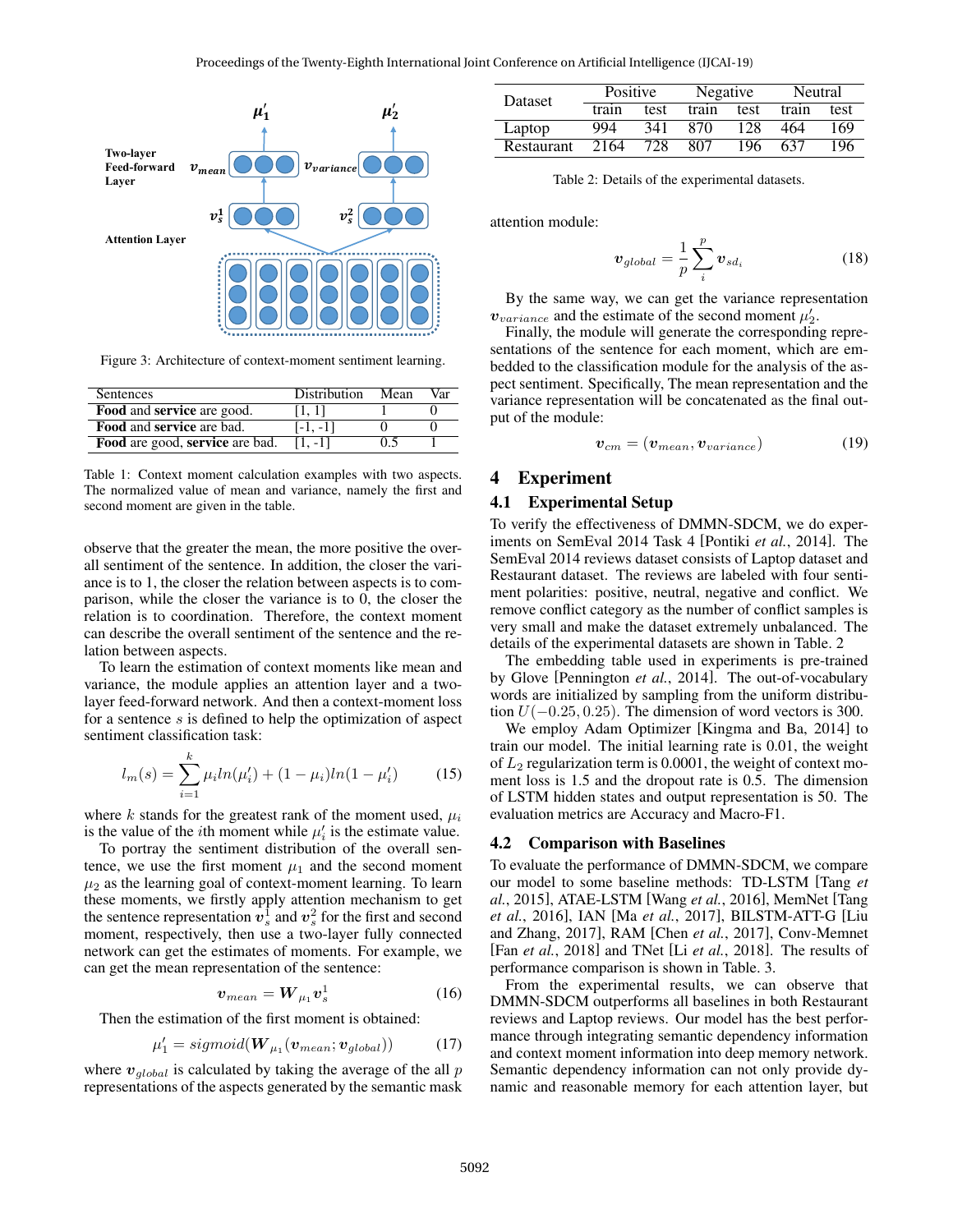Figure 3: Architecture of context-moment sentiment learning.

| Sentences | Distribution | Mean | Var |
|---|---|---|---|
| **Food** and **service** are good. | [1, 1] | 1 | 0 |
| **Food** and **service** are bad. | [-1, -1] | 0 | 0 |
| **Food** are good, **service** are bad. | [1, -1] | 0.5 | 1 |

Table 1: Context moment calculation examples with two aspects. The normalized value of mean and variance, namely the first and second moment are given in the table.

observe that the greater the mean, the more positive the overall sentiment of the sentence. In addition, the closer the variance is to 1, the closer the relation between aspects is to comparison, while the closer the variance is to 0, the closer the relation is to coordination. Therefore, the context moment can describe the overall sentiment of the sentence and the relation between aspects.

To learn the estimation of context moments like mean and variance, the module applies an attention layer and a two-layer feed-forward network. And then a context-moment loss for a sentence $s$ is defined to help the optimization of aspect sentiment classification task:

$$l_m(s) = \sum_{i=1}^{k} \mu_i ln(\mu_i') + (1 - \mu_i) ln(1 - \mu_i') \tag{15}$$

where $k$ stands for the greatest rank of the moment used, $\mu_i$ is the value of the $i$th moment while $\mu_i'$ is the estimate value.

To portray the sentiment distribution of the overall sentence, we use the first moment $\mu_1$ and the second moment $\mu_2$ as the learning goal of context-moment learning. To learn these moments, we firstly apply attention mechanism to get the sentence representation $\boldsymbol{v}_s^1$ and $\boldsymbol{v}_s^2$ for the first and second moment, respectively, then use a two-layer fully connected network can get the estimates of moments. For example, we can get the mean representation of the sentence:

$$\boldsymbol{v}_{mean} = \boldsymbol{W}_{\mu_1} \boldsymbol{v}_s^1 \tag{16}$$

Then the estimation of the first moment is obtained:

$$\mu_1' = sigmoid(\boldsymbol{W}_{\mu_1}(\boldsymbol{v}_{mean}; \boldsymbol{v}_{global})) \tag{17}$$

where $\boldsymbol{v}_{global}$ is calculated by taking the average of the all $p$ representations of the aspects generated by the semantic mask attention module:

$$\boldsymbol{v}_{global} = \frac{1}{p} \sum_{i}^{p} \boldsymbol{v}_{sd_i} \tag{18}$$

By the same way, we can get the variance representation $\boldsymbol{v}_{variance}$ and the estimate of the second moment $\mu_2'$.

Finally, the module will generate the corresponding representations of the sentence for each moment, which are embedded to the classification module for the analysis of the aspect sentiment. Specifically, The mean representation and the variance representation will be concatenated as the final output of the module:

$$\boldsymbol{v}_{cm} = (\boldsymbol{v}_{mean}, \boldsymbol{v}_{variance}) \tag{19}$$

| Dataset | Positive | | Negative | | Neutral | |
|---|---|---|---|---|---|---|
| | train | test | train | test | train | test |
| Laptop | 994 | 341 | 870 | 128 | 464 | 169 |
| Restaurant | 2164 | 728 | 807 | 196 | 637 | 196 |

Table 2: Details of the experimental datasets.

# 4 Experiment

## 4.1 Experimental Setup

To verify the effectiveness of DMMN-SDCM, we do experiments on SemEval 2014 Task 4 [Pontiki *et al.*, 2014]. The SemEval 2014 reviews dataset consists of Laptop dataset and Restaurant dataset. The reviews are labeled with four sentiment polarities: positive, neutral, negative and conflict. We remove conflict category as the number of conflict samples is very small and make the dataset extremely unbalanced. The details of the experimental datasets are shown in Table. 2

The embedding table used in experiments is pre-trained by Glove [Pennington *et al.*, 2014]. The out-of-vocabulary words are initialized by sampling from the uniform distribution $U(-0.25, 0.25)$. The dimension of word vectors is 300.

We employ Adam Optimizer [Kingma and Ba, 2014] to train our model. The initial learning rate is 0.01, the weight of $L_2$ regularization term is 0.0001, the weight of context moment loss is 1.5 and the dropout rate is 0.5. The dimension of LSTM hidden states and output representation is 50. The evaluation metrics are Accuracy and Macro-F1.

## 4.2 Comparison with Baselines

To evaluate the performance of DMMN-SDCM, we compare our model to some baseline methods: TD-LSTM [Tang *et al.*, 2015], ATAE-LSTM [Wang *et al.*, 2016], MemNet [Tang *et al.*, 2016], IAN [Ma *et al.*, 2017], BILSTM-ATT-G [Liu and Zhang, 2017], RAM [Chen *et al.*, 2017], Conv-Memnet [Fan *et al.*, 2018] and TNet [Li *et al.*, 2018]. The results of performance comparison is shown in Table. 3.

From the experimental results, we can observe that DMMN-SDCM outperforms all baselines in both Restaurant reviews and Laptop reviews. Our model has the best performance through integrating semantic dependency information and context moment information into deep memory network. Semantic dependency information can not only provide dynamic and reasonable memory for each attention layer, but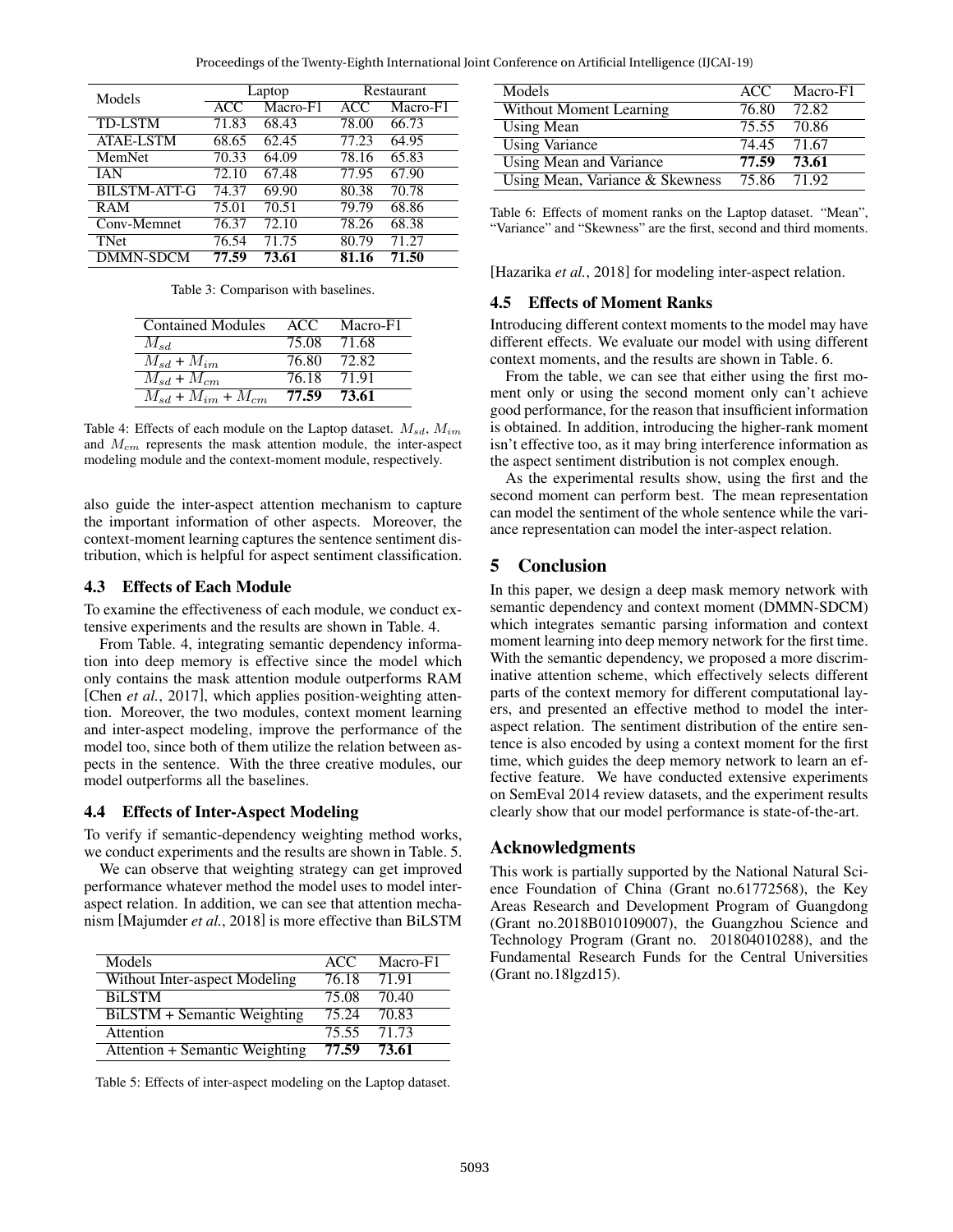| Models | Laptop | | Restaurant | |
|---|---|---|---|---|
| | ACC | Macro-F1 | ACC | Macro-F1 |
| TD-LSTM | 71.83 | 68.43 | 78.00 | 66.73 |
| ATAE-LSTM | 68.65 | 62.45 | 77.23 | 64.95 |
| MemNet | 70.33 | 64.09 | 78.16 | 65.83 |
| IAN | 72.10 | 67.48 | 77.95 | 67.90 |
| BILSTM-ATT-G | 74.37 | 69.90 | 80.38 | 70.78 |
| RAM | 75.01 | 70.51 | 79.79 | 68.86 |
| Conv-Memnet | 76.37 | 72.10 | 78.26 | 68.38 |
| TNet | 76.54 | 71.75 | 80.79 | 71.27 |
| DMMN-SDCM | **77.59** | **73.61** | **81.16** | **71.50** |

Table 3: Comparison with baselines.

| Contained Modules | ACC | Macro-F1 |
|---|---|---|
| $M_{sd}$ | 75.08 | 71.68 |
| $M_{sd}$ + $M_{im}$ | 76.80 | 72.82 |
| $M_{sd}$ + $M_{cm}$ | 76.18 | 71.91 |
| $M_{sd}$ + $M_{im}$ + $M_{cm}$ | **77.59** | **73.61** |

Table 4: Effects of each module on the Laptop dataset. $M_{sd}$, $M_{im}$ and $M_{cm}$ represents the mask attention module, the inter-aspect modeling module and the context-moment module, respectively.

also guide the inter-aspect attention mechanism to capture the important information of other aspects. Moreover, the context-moment learning captures the sentence sentiment distribution, which is helpful for aspect sentiment classification.

### 4.3 Effects of Each Module

To examine the effectiveness of each module, we conduct extensive experiments and the results are shown in Table. 4.

From Table. 4, integrating semantic dependency information into deep memory is effective since the model which only contains the mask attention module outperforms RAM [Chen *et al.*, 2017], which applies position-weighting attention. Moreover, the two modules, context moment learning and inter-aspect modeling, improve the performance of the model too, since both of them utilize the relation between aspects in the sentence. With the three creative modules, our model outperforms all the baselines.

### 4.4 Effects of Inter-Aspect Modeling

To verify if semantic-dependency weighting method works, we conduct experiments and the results are shown in Table. 5.

We can observe that weighting strategy can get improved performance whatever method the model uses to model inter-aspect relation. In addition, we can see that attention mechanism [Majumder *et al.*, 2018] is more effective than BiLSTM [Hazarika *et al.*, 2018] for modeling inter-aspect relation.

| Models | ACC | Macro-F1 |
|---|---|---|
| Without Inter-aspect Modeling | 76.18 | 71.91 |
| BiLSTM | 75.08 | 70.40 |
| BiLSTM + Semantic Weighting | 75.24 | 70.83 |
| Attention | 75.55 | 71.73 |
| Attention + Semantic Weighting | **77.59** | **73.61** |

Table 5: Effects of inter-aspect modeling on the Laptop dataset.

| Models | ACC | Macro-F1 |
|---|---|---|
| Without Moment Learning | 76.80 | 72.82 |
| Using Mean | 75.55 | 70.86 |
| Using Variance | 74.45 | 71.67 |
| Using Mean and Variance | **77.59** | **73.61** |
| Using Mean, Variance & Skewness | 75.86 | 71.92 |

Table 6: Effects of moment ranks on the Laptop dataset. "Mean", "Variance" and "Skewness" are the first, second and third moments.

### 4.5 Effects of Moment Ranks

Introducing different context moments to the model may have different effects. We evaluate our model with using different context moments, and the results are shown in Table. 6.

From the table, we can see that either using the first moment only or using the second moment only can't achieve good performance, for the reason that insufficient information is obtained. In addition, introducing the higher-rank moment isn't effective too, as it may bring interference information as the aspect sentiment distribution is not complex enough.

As the experimental results show, using the first and the second moment can perform best. The mean representation can model the sentiment of the whole sentence while the variance representation can model the inter-aspect relation.

## 5 Conclusion

In this paper, we design a deep mask memory network with semantic dependency and context moment (DMMN-SDCM) which integrates semantic parsing information and context moment learning into deep memory network for the first time. With the semantic dependency, we proposed a more discriminative attention scheme, which effectively selects different parts of the context memory for different computational layers, and presented an effective method to model the inter-aspect relation. The sentiment distribution of the entire sentence is also encoded by using a context moment for the first time, which guides the deep memory network to learn an effective feature. We have conducted extensive experiments on SemEval 2014 review datasets, and the experiment results clearly show that our model performance is state-of-the-art.

## Acknowledgments

This work is partially supported by the National Natural Science Foundation of China (Grant no.61772568), the Key Areas Research and Development Program of Guangdong (Grant no.2018B010109007), the Guangzhou Science and Technology Program (Grant no. 201804010288), and the Fundamental Research Funds for the Central Universities (Grant no.18lgzd15).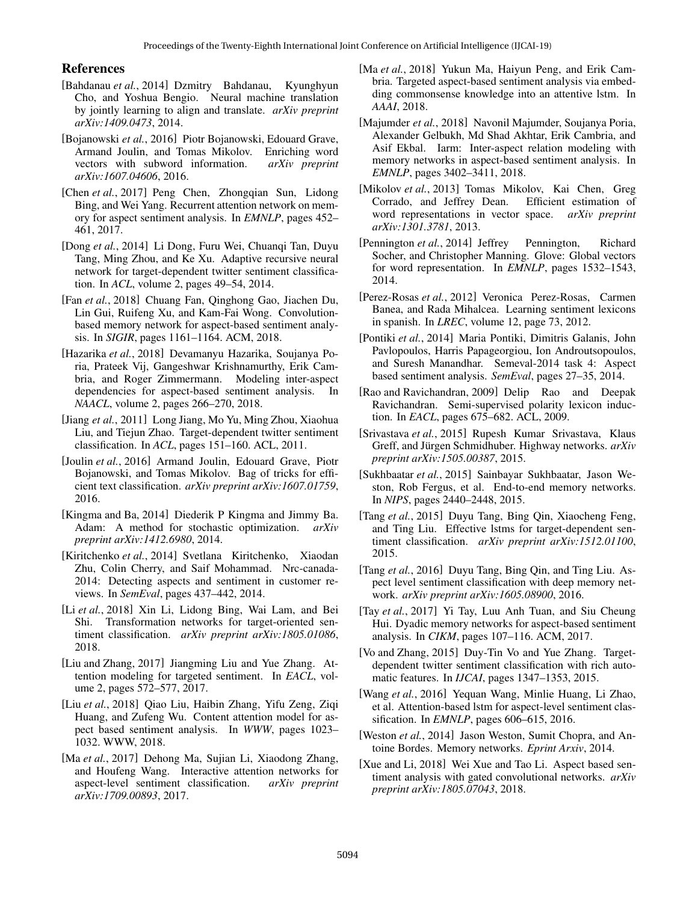## References

[Bahdanau *et al.*, 2014] Dzmitry Bahdanau, Kyunghyun Cho, and Yoshua Bengio. Neural machine translation by jointly learning to align and translate. *arXiv preprint arXiv:1409.0473*, 2014.

[Bojanowski *et al.*, 2016] Piotr Bojanowski, Edouard Grave, Armand Joulin, and Tomas Mikolov. Enriching word vectors with subword information. *arXiv preprint arXiv:1607.04606*, 2016.

[Chen *et al.*, 2017] Peng Chen, Zhongqian Sun, Lidong Bing, and Wei Yang. Recurrent attention network on memory for aspect sentiment analysis. In *EMNLP*, pages 452–461, 2017.

[Dong *et al.*, 2014] Li Dong, Furu Wei, Chuanqi Tan, Duyu Tang, Ming Zhou, and Ke Xu. Adaptive recursive neural network for target-dependent twitter sentiment classification. In *ACL*, volume 2, pages 49–54, 2014.

[Fan *et al.*, 2018] Chuang Fan, Qinghong Gao, Jiachen Du, Lin Gui, Ruifeng Xu, and Kam-Fai Wong. Convolution-based memory network for aspect-based sentiment analysis. In *SIGIR*, pages 1161–1164. ACM, 2018.

[Hazarika *et al.*, 2018] Devamanyu Hazarika, Soujanya Poria, Prateek Vij, Gangeshwar Krishnamurthy, Erik Cambria, and Roger Zimmermann. Modeling inter-aspect dependencies for aspect-based sentiment analysis. In *NAACL*, volume 2, pages 266–270, 2018.

[Jiang *et al.*, 2011] Long Jiang, Mo Yu, Ming Zhou, Xiaohua Liu, and Tiejun Zhao. Target-dependent twitter sentiment classification. In *ACL*, pages 151–160. ACL, 2011.

[Joulin *et al.*, 2016] Armand Joulin, Edouard Grave, Piotr Bojanowski, and Tomas Mikolov. Bag of tricks for efficient text classification. *arXiv preprint arXiv:1607.01759*, 2016.

[Kingma and Ba, 2014] Diederik P Kingma and Jimmy Ba. Adam: A method for stochastic optimization. *arXiv preprint arXiv:1412.6980*, 2014.

[Kiritchenko *et al.*, 2014] Svetlana Kiritchenko, Xiaodan Zhu, Colin Cherry, and Saif Mohammad. Nrc-canada-2014: Detecting aspects and sentiment in customer reviews. In *SemEval*, pages 437–442, 2014.

[Li *et al.*, 2018] Xin Li, Lidong Bing, Wai Lam, and Bei Shi. Transformation networks for target-oriented sentiment classification. *arXiv preprint arXiv:1805.01086*, 2018.

[Liu and Zhang, 2017] Jiangming Liu and Yue Zhang. Attention modeling for targeted sentiment. In *EACL*, volume 2, pages 572–577, 2017.

[Liu *et al.*, 2018] Qiao Liu, Haibin Zhang, Yifu Zeng, Ziqi Huang, and Zufeng Wu. Content attention model for aspect based sentiment analysis. In *WWW*, pages 1023–1032. WWW, 2018.

[Ma *et al.*, 2017] Dehong Ma, Sujian Li, Xiaodong Zhang, and Houfeng Wang. Interactive attention networks for aspect-level sentiment classification. *arXiv preprint arXiv:1709.00893*, 2017.

[Ma *et al.*, 2018] Yukun Ma, Haiyun Peng, and Erik Cambria. Targeted aspect-based sentiment analysis via embedding commonsense knowledge into an attentive lstm. In *AAAI*, 2018.

[Majumder *et al.*, 2018] Navonil Majumder, Soujanya Poria, Alexander Gelbukh, Md Shad Akhtar, Erik Cambria, and Asif Ekbal. Iarm: Inter-aspect relation modeling with memory networks in aspect-based sentiment analysis. In *EMNLP*, pages 3402–3411, 2018.

[Mikolov *et al.*, 2013] Tomas Mikolov, Kai Chen, Greg Corrado, and Jeffrey Dean. Efficient estimation of word representations in vector space. *arXiv preprint arXiv:1301.3781*, 2013.

[Pennington *et al.*, 2014] Jeffrey Pennington, Richard Socher, and Christopher Manning. Glove: Global vectors for word representation. In *EMNLP*, pages 1532–1543, 2014.

[Perez-Rosas *et al.*, 2012] Veronica Perez-Rosas, Carmen Banea, and Rada Mihalcea. Learning sentiment lexicons in spanish. In *LREC*, volume 12, page 73, 2012.

[Pontiki *et al.*, 2014] Maria Pontiki, Dimitris Galanis, John Pavlopoulos, Harris Papageorgiou, Ion Androutsopoulos, and Suresh Manandhar. Semeval-2014 task 4: Aspect based sentiment analysis. *SemEval*, pages 27–35, 2014.

[Rao and Ravichandran, 2009] Delip Rao and Deepak Ravichandran. Semi-supervised polarity lexicon induction. In *EACL*, pages 675–682. ACL, 2009.

[Srivastava *et al.*, 2015] Rupesh Kumar Srivastava, Klaus Greff, and Jürgen Schmidhuber. Highway networks. *arXiv preprint arXiv:1505.00387*, 2015.

[Sukhbaatar *et al.*, 2015] Sainbayar Sukhbaatar, Jason Weston, Rob Fergus, et al. End-to-end memory networks. In *NIPS*, pages 2440–2448, 2015.

[Tang *et al.*, 2015] Duyu Tang, Bing Qin, Xiaocheng Feng, and Ting Liu. Effective lstms for target-dependent sentiment classification. *arXiv preprint arXiv:1512.01100*, 2015.

[Tang *et al.*, 2016] Duyu Tang, Bing Qin, and Ting Liu. Aspect level sentiment classification with deep memory network. *arXiv preprint arXiv:1605.08900*, 2016.

[Tay *et al.*, 2017] Yi Tay, Luu Anh Tuan, and Siu Cheung Hui. Dyadic memory networks for aspect-based sentiment analysis. In *CIKM*, pages 107–116. ACM, 2017.

[Vo and Zhang, 2015] Duy-Tin Vo and Yue Zhang. Target-dependent twitter sentiment classification with rich automatic features. In *IJCAI*, pages 1347–1353, 2015.

[Wang *et al.*, 2016] Yequan Wang, Minlie Huang, Li Zhao, et al. Attention-based lstm for aspect-level sentiment classification. In *EMNLP*, pages 606–615, 2016.

[Weston *et al.*, 2014] Jason Weston, Sumit Chopra, and Antoine Bordes. Memory networks. *Eprint Arxiv*, 2014.

[Xue and Li, 2018] Wei Xue and Tao Li. Aspect based sentiment analysis with gated convolutional networks. *arXiv preprint arXiv:1805.07043*, 2018.